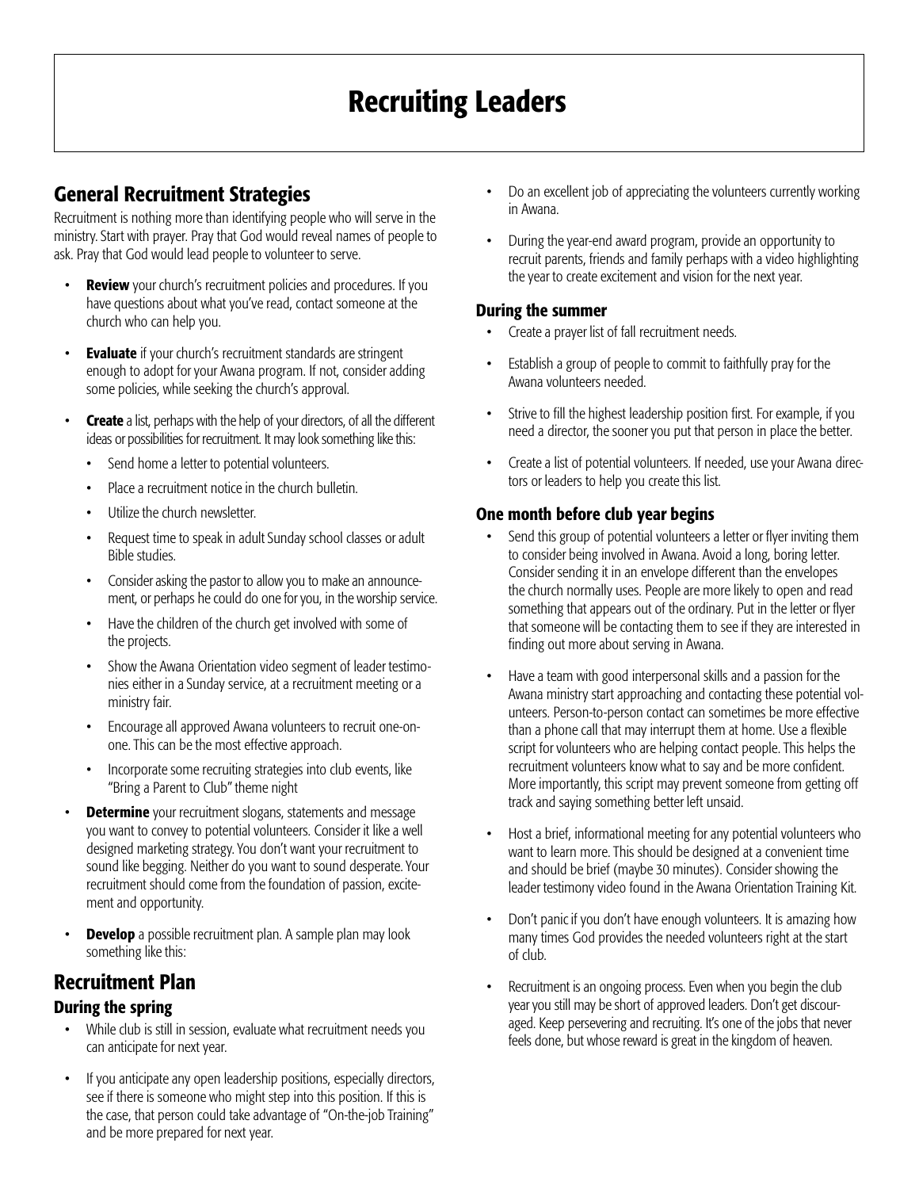# Recruiting Leaders

## General Recruitment Strategies

Recruitment is nothing more than identifying people who will serve in the ministry. Start with prayer. Pray that God would reveal names of people to ask. Pray that God would lead people to volunteer to serve.

- **Review** your church's recruitment policies and procedures. If you have questions about what you've read, contact someone at the church who can help you.
- **Evaluate** if your church's recruitment standards are stringent enough to adopt for your Awana program. If not, consider adding some policies, while seeking the church's approval.
- **Create** a list, perhaps with the help of your directors, of all the different ideas or possibilities for recruitment. It may look something like this:
  - Send home a letter to potential volunteers.
  - Place a recruitment notice in the church bulletin.
  - Utilize the church newsletter.
  - Request time to speak in adult Sunday school classes or adult Bible studies.
  - Consider asking the pastor to allow you to make an announcement, or perhaps he could do one for you, in the worship service.
  - Have the children of the church get involved with some of the projects.
  - Show the Awana Orientation video segment of leader testimonies either in a Sunday service, at a recruitment meeting or a ministry fair.
  - Encourage all approved Awana volunteers to recruit one-on-one. This can be the most effective approach.
  - Incorporate some recruiting strategies into club events, like "Bring a Parent to Club" theme night
- **Determine** your recruitment slogans, statements and message you want to convey to potential volunteers. Consider it like a well designed marketing strategy. You don't want your recruitment to sound like begging. Neither do you want to sound desperate. Your recruitment should come from the foundation of passion, excitement and opportunity.
- **Develop** a possible recruitment plan. A sample plan may look something like this:

## Recruitment Plan

### During the spring

- While club is still in session, evaluate what recruitment needs you can anticipate for next year.
- If you anticipate any open leadership positions, especially directors, see if there is someone who might step into this position. If this is the case, that person could take advantage of "On-the-job Training" and be more prepared for next year.
- Do an excellent job of appreciating the volunteers currently working in Awana.
- During the year-end award program, provide an opportunity to recruit parents, friends and family perhaps with a video highlighting the year to create excitement and vision for the next year.

### During the summer

- Create a prayer list of fall recruitment needs.
- Establish a group of people to commit to faithfully pray for the Awana volunteers needed.
- Strive to fill the highest leadership position first. For example, if you need a director, the sooner you put that person in place the better.
- Create a list of potential volunteers. If needed, use your Awana directors or leaders to help you create this list.

### One month before club year begins

- Send this group of potential volunteers a letter or flyer inviting them to consider being involved in Awana. Avoid a long, boring letter. Consider sending it in an envelope different than the envelopes the church normally uses. People are more likely to open and read something that appears out of the ordinary. Put in the letter or flyer that someone will be contacting them to see if they are interested in finding out more about serving in Awana.
- Have a team with good interpersonal skills and a passion for the Awana ministry start approaching and contacting these potential volunteers. Person-to-person contact can sometimes be more effective than a phone call that may interrupt them at home. Use a flexible script for volunteers who are helping contact people. This helps the recruitment volunteers know what to say and be more confident. More importantly, this script may prevent someone from getting off track and saying something better left unsaid.
- Host a brief, informational meeting for any potential volunteers who want to learn more. This should be designed at a convenient time and should be brief (maybe 30 minutes). Consider showing the leader testimony video found in the Awana Orientation Training Kit.
- Don't panic if you don't have enough volunteers. It is amazing how many times God provides the needed volunteers right at the start of club.
- Recruitment is an ongoing process. Even when you begin the club year you still may be short of approved leaders. Don't get discouraged. Keep persevering and recruiting. It's one of the jobs that never feels done, but whose reward is great in the kingdom of heaven.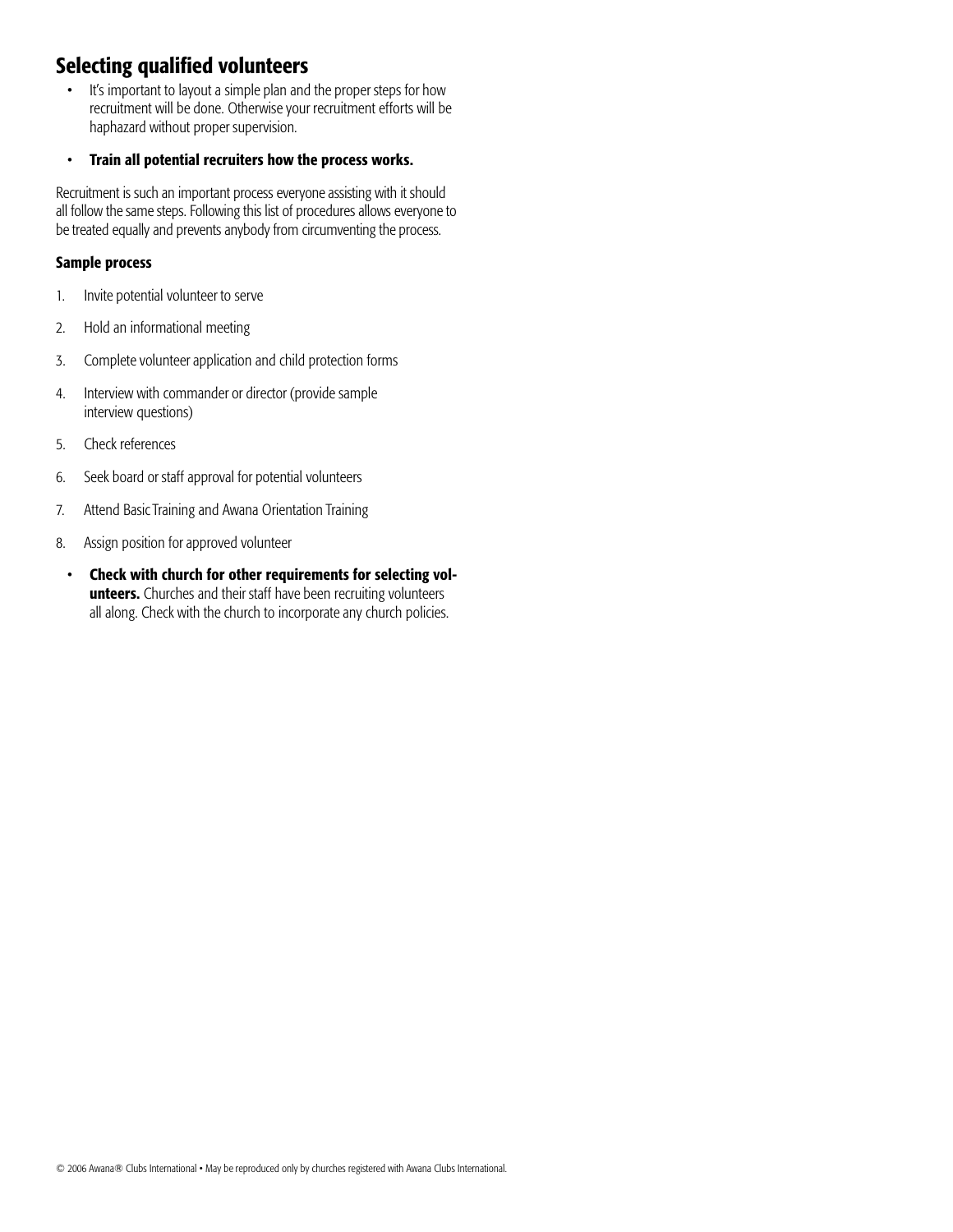## Selecting qualified volunteers

- It's important to layout a simple plan and the proper steps for how recruitment will be done. Otherwise your recruitment efforts will be haphazard without proper supervision.

- **Train all potential recruiters how the process works.**

Recruitment is such an important process everyone assisting with it should all follow the same steps. Following this list of procedures allows everyone to be treated equally and prevents anybody from circumventing the process.

### Sample process

1. Invite potential volunteer to serve
2. Hold an informational meeting
3. Complete volunteer application and child protection forms
4. Interview with commander or director (provide sample interview questions)
5. Check references
6. Seek board or staff approval for potential volunteers
7. Attend Basic Training and Awana Orientation Training
8. Assign position for approved volunteer

- **Check with church for other requirements for selecting volunteers.** Churches and their staff have been recruiting volunteers all along. Check with the church to incorporate any church policies.

© 2006 Awana® Clubs International • May be reproduced only by churches registered with Awana Clubs International.